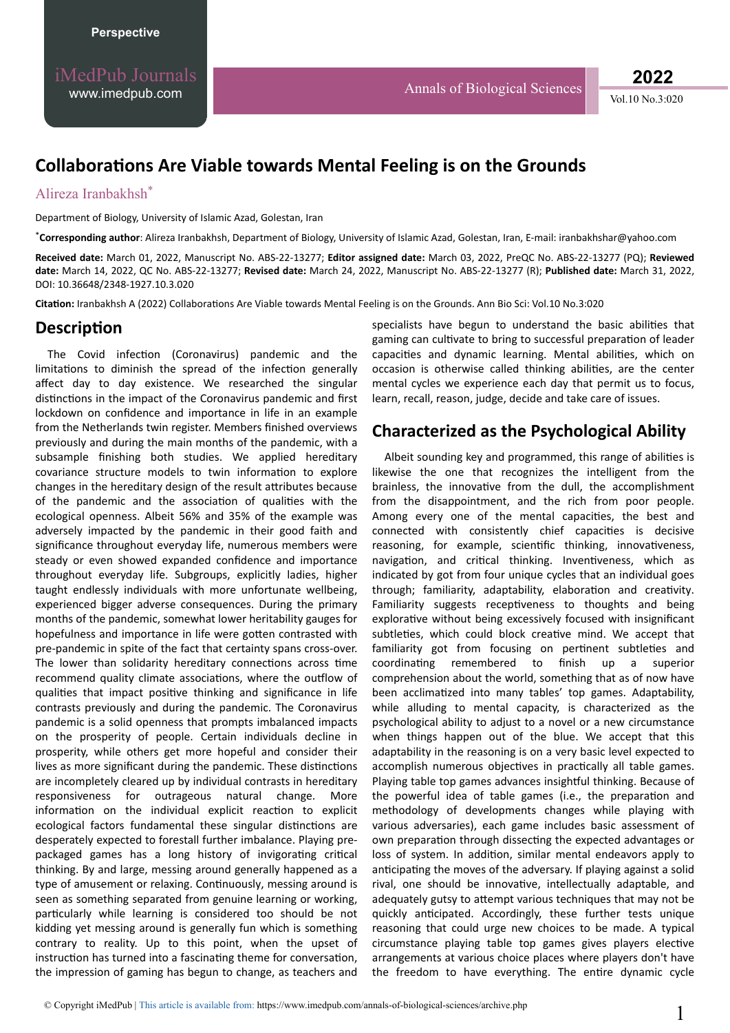Perspective

# Collaborations Are Viable towards Mental Feeling is on the Grounds

Alireza Iranbakhsh*

Department of Biology, University of Islamic Azad, Golestan, Iran

***Corresponding author**: Alireza Iranbakhsh, Department of Biology, University of Islamic Azad, Golestan, Iran, E-mail: iranbakhshar@yahoo.com

**Received date:** March 01, 2022, Manuscript No. ABS-22-13277; **Editor assigned date:** March 03, 2022, PreQC No. ABS-22-13277 (PQ); **Reviewed date:** March 14, 2022, QC No. ABS-22-13277; **Revised date:** March 24, 2022, Manuscript No. ABS-22-13277 (R); **Published date:** March 31, 2022, DOI: 10.36648/2348-1927.10.3.020

**Citation:** Iranbakhsh A (2022) Collaborations Are Viable towards Mental Feeling is on the Grounds. Ann Bio Sci: Vol.10 No.3:020

## Description

The Covid infection (Coronavirus) pandemic and the limitations to diminish the spread of the infection generally affect day to day existence. We researched the singular distinctions in the impact of the Coronavirus pandemic and first lockdown on confidence and importance in life in an example from the Netherlands twin register. Members finished overviews previously and during the main months of the pandemic, with a subsample finishing both studies. We applied hereditary covariance structure models to twin information to explore changes in the hereditary design of the result attributes because of the pandemic and the association of qualities with the ecological openness. Albeit 56% and 35% of the example was adversely impacted by the pandemic in their good faith and significance throughout everyday life, numerous members were steady or even showed expanded confidence and importance throughout everyday life. Subgroups, explicitly ladies, higher taught endlessly individuals with more unfortunate wellbeing, experienced bigger adverse consequences. During the primary months of the pandemic, somewhat lower heritability gauges for hopefulness and importance in life were gotten contrasted with pre-pandemic in spite of the fact that certainty spans cross-over. The lower than solidarity hereditary connections across time recommend quality climate associations, where the outflow of qualities that impact positive thinking and significance in life contrasts previously and during the pandemic. The Coronavirus pandemic is a solid openness that prompts imbalanced impacts on the prosperity of people. Certain individuals decline in prosperity, while others get more hopeful and consider their lives as more significant during the pandemic. These distinctions are incompletely cleared up by individual contrasts in hereditary responsiveness for outrageous natural change. More information on the individual explicit reaction to explicit ecological factors fundamental these singular distinctions are desperately expected to forestall further imbalance. Playing pre-packaged games has a long history of invigorating critical thinking. By and large, messing around generally happened as a type of amusement or relaxing. Continuously, messing around is seen as something separated from genuine learning or working, particularly while learning is considered too should be not kidding yet messing around is generally fun which is something contrary to reality. Up to this point, when the upset of instruction has turned into a fascinating theme for conversation, the impression of gaming has begun to change, as teachers and specialists have begun to understand the basic abilities that gaming can cultivate to bring to successful preparation of leader capacities and dynamic learning. Mental abilities, which on occasion is otherwise called thinking abilities, are the center mental cycles we experience each day that permit us to focus, learn, recall, reason, judge, decide and take care of issues.

## Characterized as the Psychological Ability

Albeit sounding key and programmed, this range of abilities is likewise the one that recognizes the intelligent from the brainless, the innovative from the dull, the accomplishment from the disappointment, and the rich from poor people. Among every one of the mental capacities, the best and connected with consistently chief capacities is decisive reasoning, for example, scientific thinking, innovativeness, navigation, and critical thinking. Inventiveness, which as indicated by got from four unique cycles that an individual goes through; familiarity, adaptability, elaboration and creativity. Familiarity suggests receptiveness to thoughts and being explorative without being excessively focused with insignificant subtleties, which could block creative mind. We accept that familiarity got from focusing on pertinent subtleties and coordinating remembered to finish up a superior comprehension about the world, something that as of now have been acclimatized into many tables' top games. Adaptability, while alluding to mental capacity, is characterized as the psychological ability to adjust to a novel or a new circumstance when things happen out of the blue. We accept that this adaptability in the reasoning is on a very basic level expected to accomplish numerous objectives in practically all table games. Playing table top games advances insightful thinking. Because of the powerful idea of table games (i.e., the preparation and methodology of developments changes while playing with various adversaries), each game includes basic assessment of own preparation through dissecting the expected advantages or loss of system. In addition, similar mental endeavors apply to anticipating the moves of the adversary. If playing against a solid rival, one should be innovative, intellectually adaptable, and adequately gutsy to attempt various techniques that may not be quickly anticipated. Accordingly, these further tests unique reasoning that could urge new choices to be made. A typical circumstance playing table top games gives players elective arrangements at various choice places where players don't have the freedom to have everything. The entire dynamic cycle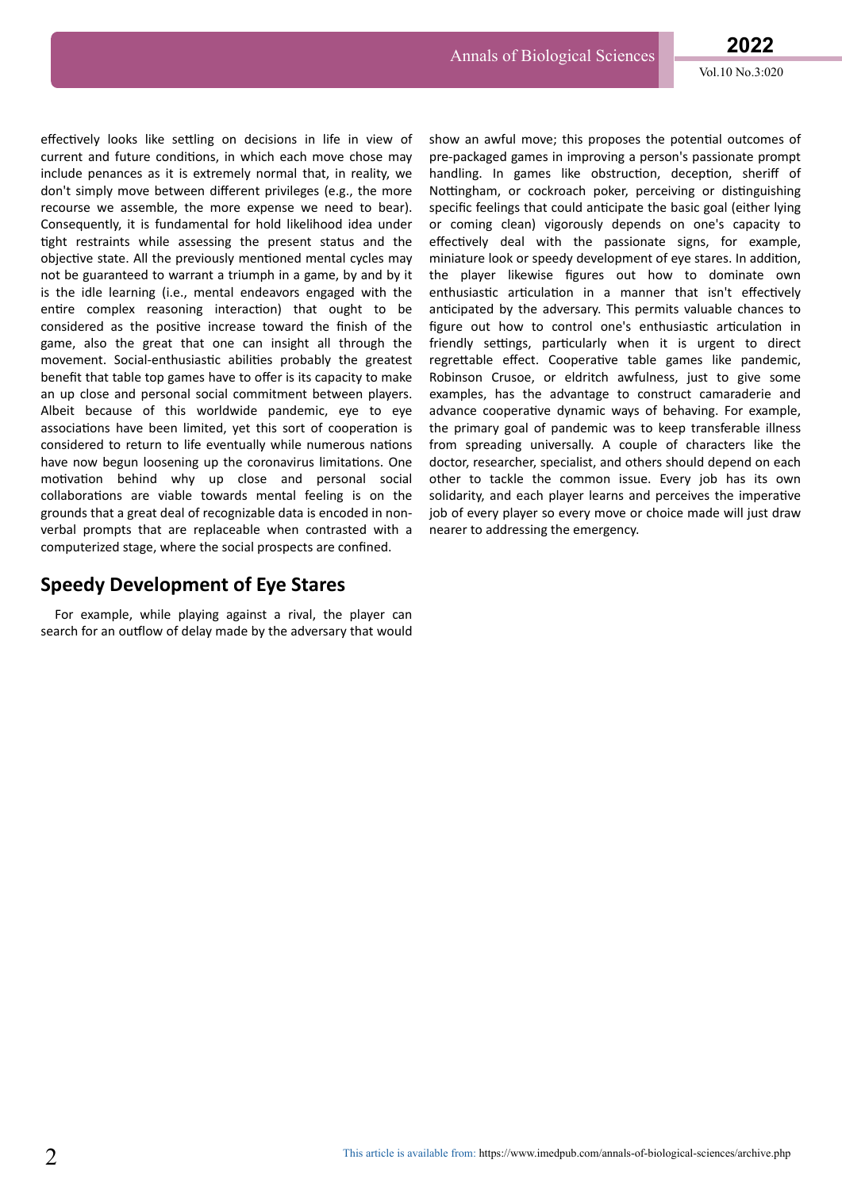effectively looks like settling on decisions in life in view of current and future conditions, in which each move chose may include penances as it is extremely normal that, in reality, we don't simply move between different privileges (e.g., the more recourse we assemble, the more expense we need to bear). Consequently, it is fundamental for hold likelihood idea under tight restraints while assessing the present status and the objective state. All the previously mentioned mental cycles may not be guaranteed to warrant a triumph in a game, by and by it is the idle learning (i.e., mental endeavors engaged with the entire complex reasoning interaction) that ought to be considered as the positive increase toward the finish of the game, also the great that one can insight all through the movement. Social-enthusiastic abilities probably the greatest benefit that table top games have to offer is its capacity to make an up close and personal social commitment between players. Albeit because of this worldwide pandemic, eye to eye associations have been limited, yet this sort of cooperation is considered to return to life eventually while numerous nations have now begun loosening up the coronavirus limitations. One motivation behind why up close and personal social collaborations are viable towards mental feeling is on the grounds that a great deal of recognizable data is encoded in non-verbal prompts that are replaceable when contrasted with a computerized stage, where the social prospects are confined.

## Speedy Development of Eye Stares

For example, while playing against a rival, the player can search for an outflow of delay made by the adversary that would show an awful move; this proposes the potential outcomes of pre-packaged games in improving a person's passionate prompt handling. In games like obstruction, deception, sheriff of Nottingham, or cockroach poker, perceiving or distinguishing specific feelings that could anticipate the basic goal (either lying or coming clean) vigorously depends on one's capacity to effectively deal with the passionate signs, for example, miniature look or speedy development of eye stares. In addition, the player likewise figures out how to dominate own enthusiastic articulation in a manner that isn't effectively anticipated by the adversary. This permits valuable chances to figure out how to control one's enthusiastic articulation in friendly settings, particularly when it is urgent to direct regrettable effect. Cooperative table games like pandemic, Robinson Crusoe, or eldritch awfulness, just to give some examples, has the advantage to construct camaraderie and advance cooperative dynamic ways of behaving. For example, the primary goal of pandemic was to keep transferable illness from spreading universally. A couple of characters like the doctor, researcher, specialist, and others should depend on each other to tackle the common issue. Every job has its own solidarity, and each player learns and perceives the imperative job of every player so every move or choice made will just draw nearer to addressing the emergency.